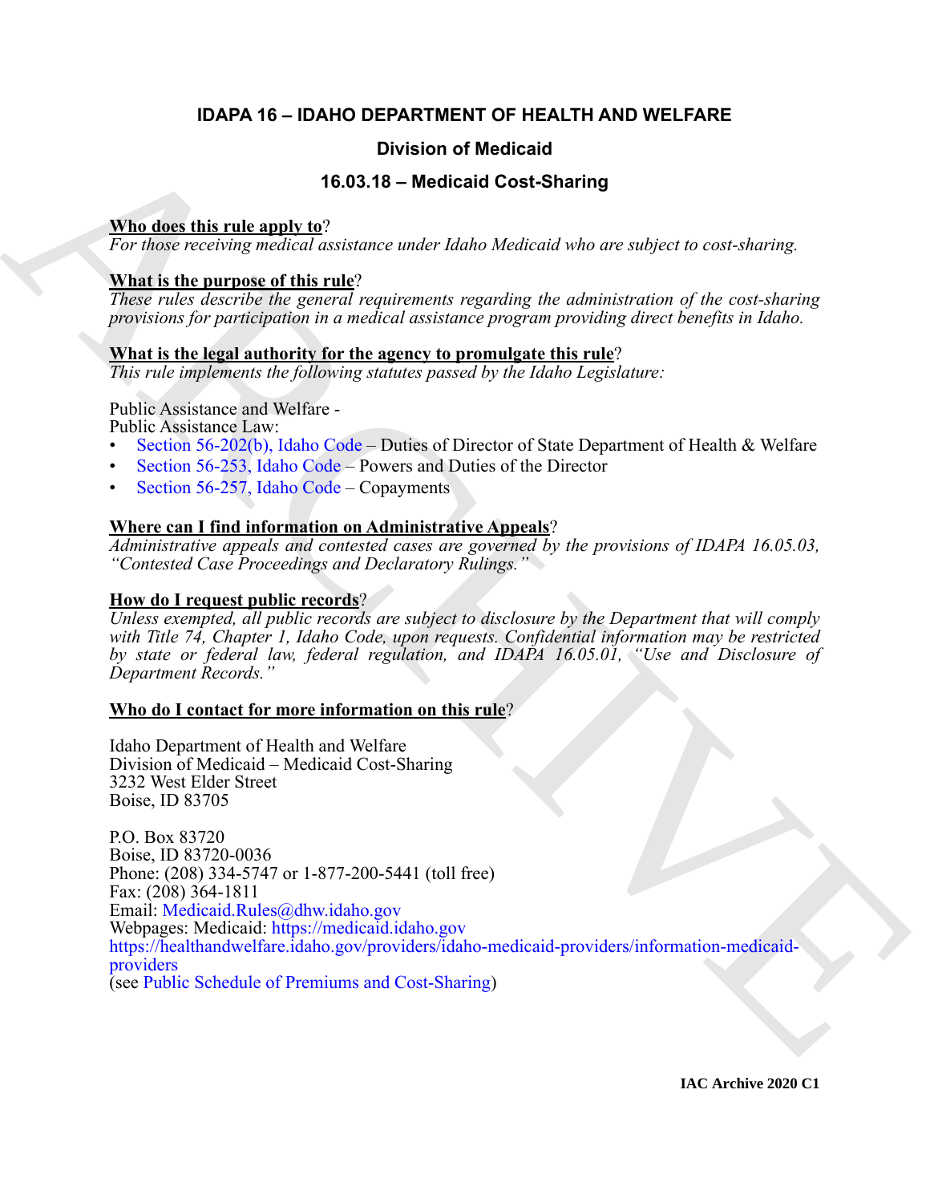# IDAPA 16 – IDAHO DEPARTMENT OF HEALTH AND WELFARE

## Division of Medicaid

## 16.03.18 – Medicaid Cost-Sharing

**Who does this rule apply to**?

*For those receiving medical assistance under Idaho Medicaid who are subject to cost-sharing.*

**What is the purpose of this rule**?

*These rules describe the general requirements regarding the administration of the cost-sharing provisions for participation in a medical assistance program providing direct benefits in Idaho.*

**What is the legal authority for the agency to promulgate this rule**?

*This rule implements the following statutes passed by the Idaho Legislature:*

Public Assistance and Welfare -
Public Assistance Law:

- Section 56-202(b), Idaho Code – Duties of Director of State Department of Health & Welfare
- Section 56-253, Idaho Code – Powers and Duties of the Director
- Section 56-257, Idaho Code – Copayments

**Where can I find information on Administrative Appeals**?

*Administrative appeals and contested cases are governed by the provisions of IDAPA 16.05.03, "Contested Case Proceedings and Declaratory Rulings."*

**How do I request public records**?

*Unless exempted, all public records are subject to disclosure by the Department that will comply with Title 74, Chapter 1, Idaho Code, upon requests. Confidential information may be restricted by state or federal law, federal regulation, and IDAPA 16.05.01, "Use and Disclosure of Department Records."*

**Who do I contact for more information on this rule**?

Idaho Department of Health and Welfare
Division of Medicaid – Medicaid Cost-Sharing
3232 West Elder Street
Boise, ID 83705

P.O. Box 83720
Boise, ID 83720-0036
Phone: (208) 334-5747 or 1-877-200-5441 (toll free)
Fax: (208) 364-1811
Email: Medicaid.Rules@dhw.idaho.gov
Webpages: Medicaid: https://medicaid.idaho.gov
https://healthandwelfare.idaho.gov/providers/idaho-medicaid-providers/information-medicaid-providers
(see Public Schedule of Premiums and Cost-Sharing)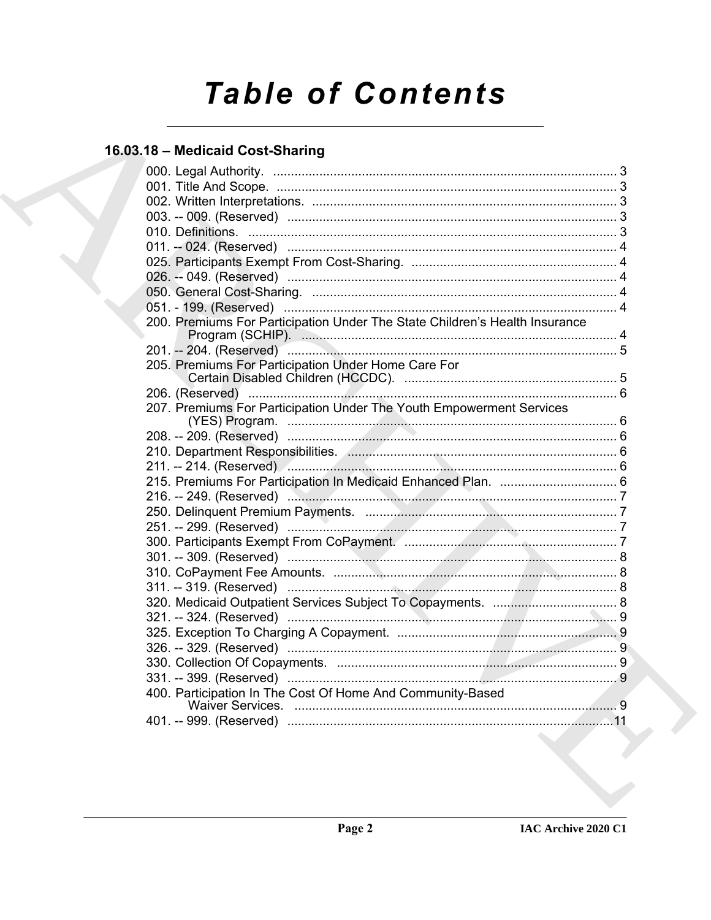# Table of Contents

## 16.03.18 – Medicaid Cost-Sharing

000. Legal Authority. ................................................................................................ 3
001. Title And Scope. ................................................................................................ 3
002. Written Interpretations. ...................................................................................... 3
003. -- 009. (Reserved) ............................................................................................ 3
010. Definitions. ....................................................................................................... 3
011. -- 024. (Reserved) ............................................................................................ 4
025. Participants Exempt From Cost-Sharing. .......................................................... 4
026. -- 049. (Reserved) ............................................................................................ 4
050. General Cost-Sharing. ...................................................................................... 4
051. - 199. (Reserved) ............................................................................................. 4
200. Premiums For Participation Under The State Children's Health Insurance Program (SCHIP). ......................................................................................... 4
201. -- 204. (Reserved) ............................................................................................ 5
205. Premiums For Participation Under Home Care For Certain Disabled Children (HCCDC). ............................................................ 5
206. (Reserved) ....................................................................................................... 6
207. Premiums For Participation Under The Youth Empowerment Services (YES) Program. ............................................................................................ 6
208. -- 209. (Reserved) ............................................................................................ 6
210. Department Responsibilities. ............................................................................ 6
211. -- 214. (Reserved) ............................................................................................ 6
215. Premiums For Participation In Medicaid Enhanced Plan. ................................. 6
216. -- 249. (Reserved) ............................................................................................ 7
250. Delinquent Premium Payments. ....................................................................... 7
251. -- 299. (Reserved) ............................................................................................ 7
300. Participants Exempt From CoPayment. ............................................................ 7
301. -- 309. (Reserved) ............................................................................................ 8
310. CoPayment Fee Amounts. ................................................................................ 8
311. -- 319. (Reserved) ............................................................................................ 8
320. Medicaid Outpatient Services Subject To Copayments. ................................... 8
321. -- 324. (Reserved) ............................................................................................ 9
325. Exception To Charging A Copayment. .............................................................. 9
326. -- 329. (Reserved) ............................................................................................ 9
330. Collection Of Copayments. ............................................................................... 9
331. -- 399. (Reserved) ............................................................................................ 9
400. Participation In The Cost Of Home And Community-Based Waiver Services. ........................................................................................... 9
401. -- 999. (Reserved) ............................................................................................ 11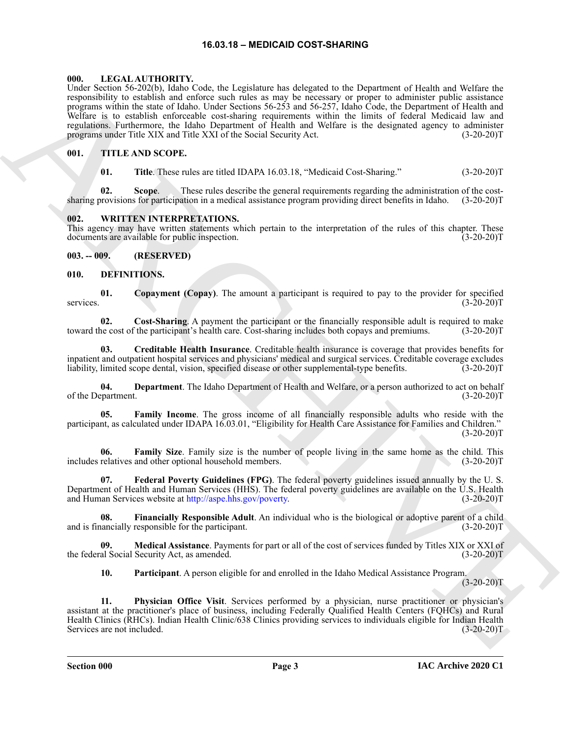## 16.03.18 – MEDICAID COST-SHARING

**000. LEGAL AUTHORITY.**

Under Section 56-202(b), Idaho Code, the Legislature has delegated to the Department of Health and Welfare the responsibility to establish and enforce such rules as may be necessary or proper to administer public assistance programs within the state of Idaho. Under Sections 56-253 and 56-257, Idaho Code, the Department of Health and Welfare is to establish enforceable cost-sharing requirements within the limits of federal Medicaid law and regulations. Furthermore, the Idaho Department of Health and Welfare is the designated agency to administer programs under Title XIX and Title XXI of the Social Security Act. (3-20-20)T

**001. TITLE AND SCOPE.**

**01. Title**. These rules are titled IDAPA 16.03.18, "Medicaid Cost-Sharing." (3-20-20)T

**02. Scope**. These rules describe the general requirements regarding the administration of the cost-sharing provisions for participation in a medical assistance program providing direct benefits in Idaho. (3-20-20)T

**002. WRITTEN INTERPRETATIONS.**

This agency may have written statements which pertain to the interpretation of the rules of this chapter. These documents are available for public inspection. (3-20-20)T

**003. -- 009. (RESERVED)**

**010. DEFINITIONS.**

**01. Copayment (Copay)**. The amount a participant is required to pay to the provider for specified services. (3-20-20)T

**02. Cost-Sharing**. A payment the participant or the financially responsible adult is required to make toward the cost of the participant's health care. Cost-sharing includes both copays and premiums. (3-20-20)T

**03. Creditable Health Insurance**. Creditable health insurance is coverage that provides benefits for inpatient and outpatient hospital services and physicians' medical and surgical services. Creditable coverage excludes liability, limited scope dental, vision, specified disease or other supplemental-type benefits. (3-20-20)T

**04. Department**. The Idaho Department of Health and Welfare, or a person authorized to act on behalf of the Department. (3-20-20)T

**05. Family Income**. The gross income of all financially responsible adults who reside with the participant, as calculated under IDAPA 16.03.01, "Eligibility for Health Care Assistance for Families and Children." (3-20-20)T

**06. Family Size**. Family size is the number of people living in the same home as the child. This includes relatives and other optional household members. (3-20-20)T

**07. Federal Poverty Guidelines (FPG)**. The federal poverty guidelines issued annually by the U. S. Department of Health and Human Services (HHS). The federal poverty guidelines are available on the U.S. Health and Human Services website at http://aspe.hhs.gov/poverty. (3-20-20)T

**08. Financially Responsible Adult**. An individual who is the biological or adoptive parent of a child and is financially responsible for the participant. (3-20-20)T

**09. Medical Assistance**. Payments for part or all of the cost of services funded by Titles XIX or XXI of the federal Social Security Act, as amended. (3-20-20)T

**10. Participant**. A person eligible for and enrolled in the Idaho Medical Assistance Program. (3-20-20)T

**11. Physician Office Visit**. Services performed by a physician, nurse practitioner or physician's assistant at the practitioner's place of business, including Federally Qualified Health Centers (FQHCs) and Rural Health Clinics (RHCs). Indian Health Clinic/638 Clinics providing services to individuals eligible for Indian Health Services are not included. (3-20-20)T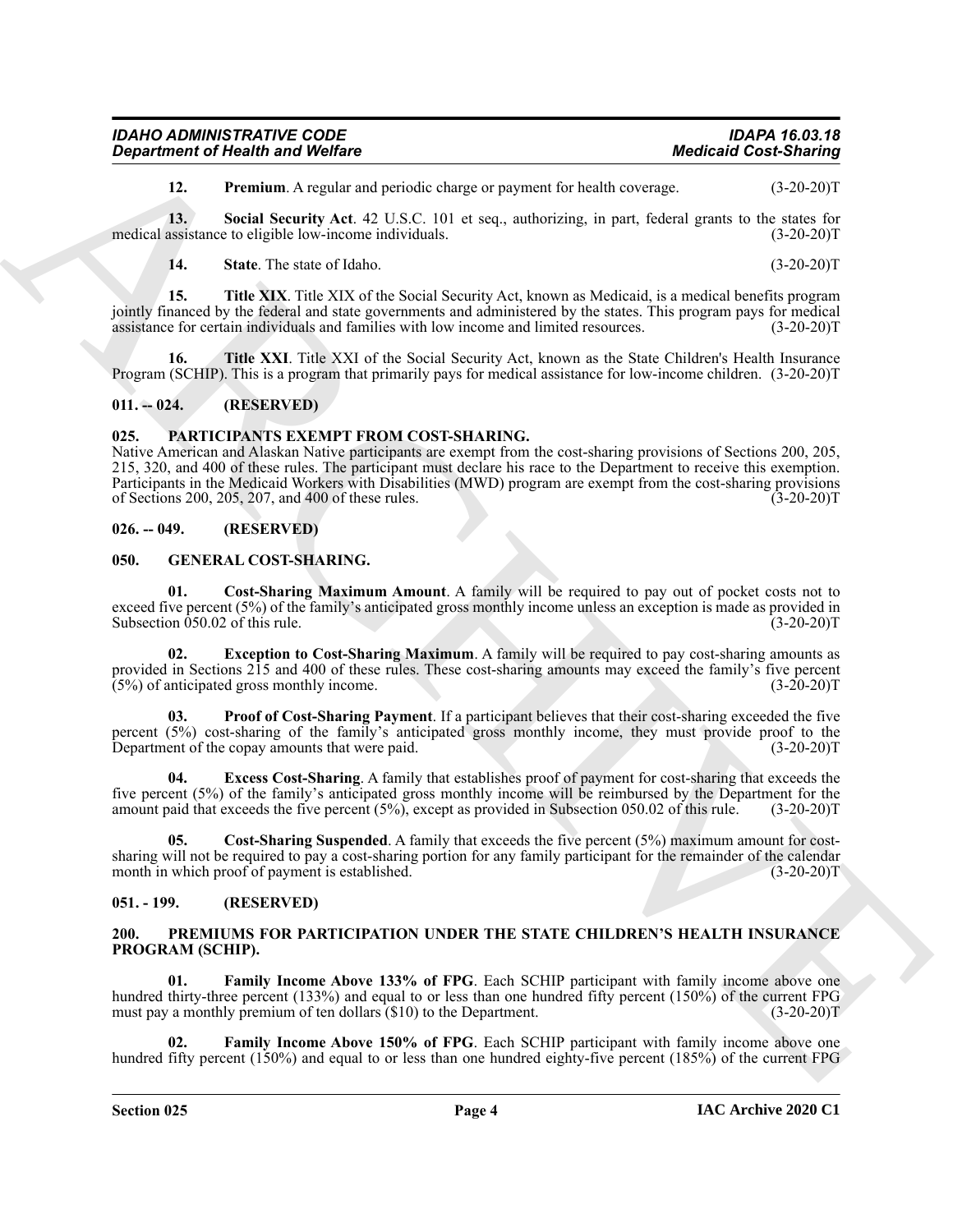**12. Premium**. A regular and periodic charge or payment for health coverage. (3-20-20)T

**13. Social Security Act**. 42 U.S.C. 101 et seq., authorizing, in part, federal grants to the states for medical assistance to eligible low-income individuals. (3-20-20)T

**14. State**. The state of Idaho. (3-20-20)T

**15. Title XIX**. Title XIX of the Social Security Act, known as Medicaid, is a medical benefits program jointly financed by the federal and state governments and administered by the states. This program pays for medical assistance for certain individuals and families with low income and limited resources. (3-20-20)T

**16. Title XXI**. Title XXI of the Social Security Act, known as the State Children's Health Insurance Program (SCHIP). This is a program that primarily pays for medical assistance for low-income children. (3-20-20)T

## 011. -- 024. (RESERVED)

## 025. PARTICIPANTS EXEMPT FROM COST-SHARING.

Native American and Alaskan Native participants are exempt from the cost-sharing provisions of Sections 200, 205, 215, 320, and 400 of these rules. The participant must declare his race to the Department to receive this exemption. Participants in the Medicaid Workers with Disabilities (MWD) program are exempt from the cost-sharing provisions of Sections 200, 205, 207, and 400 of these rules. (3-20-20)T

## 026. -- 049. (RESERVED)

## 050. GENERAL COST-SHARING.

**01. Cost-Sharing Maximum Amount**. A family will be required to pay out of pocket costs not to exceed five percent (5%) of the family's anticipated gross monthly income unless an exception is made as provided in Subsection 050.02 of this rule. (3-20-20)T

**02. Exception to Cost-Sharing Maximum**. A family will be required to pay cost-sharing amounts as provided in Sections 215 and 400 of these rules. These cost-sharing amounts may exceed the family's five percent (5%) of anticipated gross monthly income. (3-20-20)T

**03. Proof of Cost-Sharing Payment**. If a participant believes that their cost-sharing exceeded the five percent (5%) cost-sharing of the family's anticipated gross monthly income, they must provide proof to the Department of the copay amounts that were paid. (3-20-20)T

**04. Excess Cost-Sharing**. A family that establishes proof of payment for cost-sharing that exceeds the five percent (5%) of the family's anticipated gross monthly income will be reimbursed by the Department for the amount paid that exceeds the five percent (5%), except as provided in Subsection 050.02 of this rule. (3-20-20)T

**05. Cost-Sharing Suspended**. A family that exceeds the five percent (5%) maximum amount for cost-sharing will not be required to pay a cost-sharing portion for any family participant for the remainder of the calendar month in which proof of payment is established. (3-20-20)T

## 051. - 199. (RESERVED)

## 200. PREMIUMS FOR PARTICIPATION UNDER THE STATE CHILDREN'S HEALTH INSURANCE PROGRAM (SCHIP).

**01. Family Income Above 133% of FPG**. Each SCHIP participant with family income above one hundred thirty-three percent (133%) and equal to or less than one hundred fifty percent (150%) of the current FPG must pay a monthly premium of ten dollars ($10) to the Department. (3-20-20)T

**02. Family Income Above 150% of FPG**. Each SCHIP participant with family income above one hundred fifty percent (150%) and equal to or less than one hundred eighty-five percent (185%) of the current FPG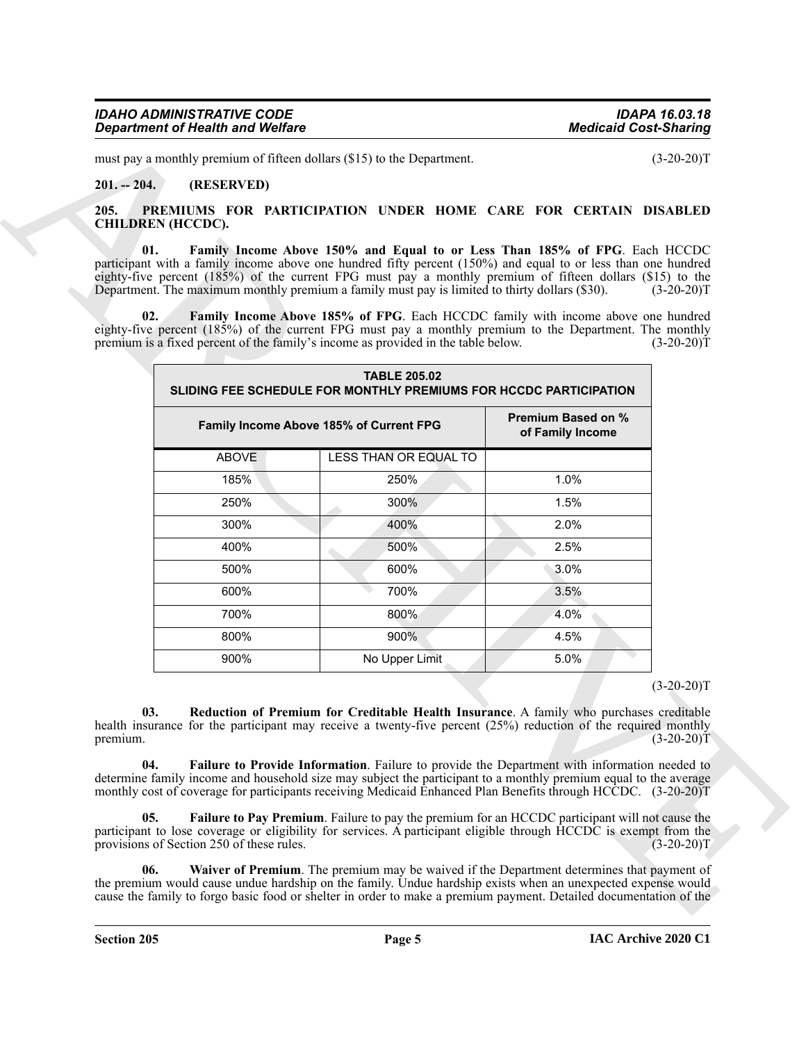must pay a monthly premium of fifteen dollars ($15) to the Department. (3-20-20)T

**201. -- 204. (RESERVED)**

## 205. PREMIUMS FOR PARTICIPATION UNDER HOME CARE FOR CERTAIN DISABLED CHILDREN (HCCDC).

**01. Family Income Above 150% and Equal to or Less Than 185% of FPG**. Each HCCDC participant with a family income above one hundred fifty percent (150%) and equal to or less than one hundred eighty-five percent (185%) of the current FPG must pay a monthly premium of fifteen dollars ($15) to the Department. The maximum monthly premium a family must pay is limited to thirty dollars ($30). (3-20-20)T

**02. Family Income Above 185% of FPG**. Each HCCDC family with income above one hundred eighty-five percent (185%) of the current FPG must pay a monthly premium to the Department. The monthly premium is a fixed percent of the family's income as provided in the table below. (3-20-20)T

| TABLE 205.02 SLIDING FEE SCHEDULE FOR MONTHLY PREMIUMS FOR HCCDC PARTICIPATION | | |
|---|---|---|
| Family Income Above 185% of Current FPG | | Premium Based on % of Family Income |
| ABOVE | LESS THAN OR EQUAL TO | |
| 185% | 250% | 1.0% |
| 250% | 300% | 1.5% |
| 300% | 400% | 2.0% |
| 400% | 500% | 2.5% |
| 500% | 600% | 3.0% |
| 600% | 700% | 3.5% |
| 700% | 800% | 4.0% |
| 800% | 900% | 4.5% |
| 900% | No Upper Limit | 5.0% |

(3-20-20)T

**03. Reduction of Premium for Creditable Health Insurance**. A family who purchases creditable health insurance for the participant may receive a twenty-five percent (25%) reduction of the required monthly premium. (3-20-20)T

**04. Failure to Provide Information**. Failure to provide the Department with information needed to determine family income and household size may subject the participant to a monthly premium equal to the average monthly cost of coverage for participants receiving Medicaid Enhanced Plan Benefits through HCCDC. (3-20-20)T

**05. Failure to Pay Premium**. Failure to pay the premium for an HCCDC participant will not cause the participant to lose coverage or eligibility for services. A participant eligible through HCCDC is exempt from the provisions of Section 250 of these rules. (3-20-20)T

**06. Waiver of Premium**. The premium may be waived if the Department determines that payment of the premium would cause undue hardship on the family. Undue hardship exists when an unexpected expense would cause the family to forgo basic food or shelter in order to make a premium payment. Detailed documentation of the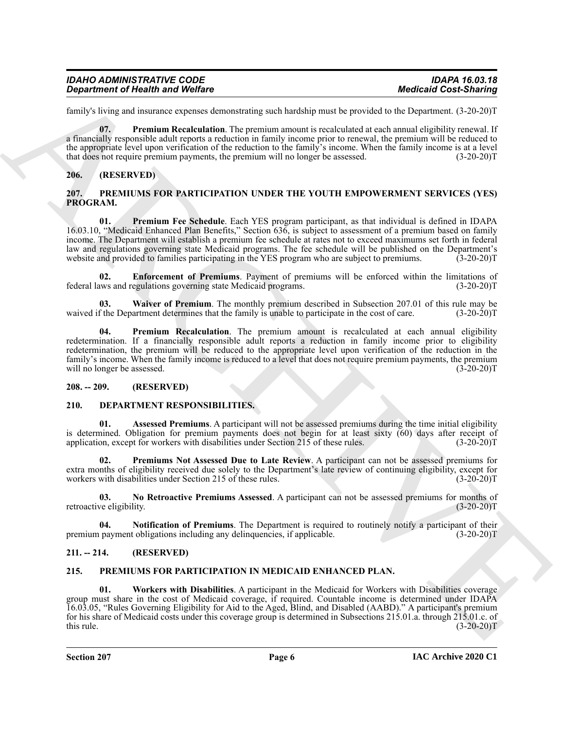family's living and insurance expenses demonstrating such hardship must be provided to the Department. (3-20-20)T

**07. Premium Recalculation**. The premium amount is recalculated at each annual eligibility renewal. If a financially responsible adult reports a reduction in family income prior to renewal, the premium will be reduced to the appropriate level upon verification of the reduction to the family's income. When the family income is at a level that does not require premium payments, the premium will no longer be assessed. (3-20-20)T

## 206. (RESERVED)

## 207. PREMIUMS FOR PARTICIPATION UNDER THE YOUTH EMPOWERMENT SERVICES (YES) PROGRAM.

**01. Premium Fee Schedule**. Each YES program participant, as that individual is defined in IDAPA 16.03.10, "Medicaid Enhanced Plan Benefits," Section 636, is subject to assessment of a premium based on family income. The Department will establish a premium fee schedule at rates not to exceed maximums set forth in federal law and regulations governing state Medicaid programs. The fee schedule will be published on the Department's website and provided to families participating in the YES program who are subject to premiums. (3-20-20)T

**02. Enforcement of Premiums**. Payment of premiums will be enforced within the limitations of federal laws and regulations governing state Medicaid programs. (3-20-20)T

**03. Waiver of Premium**. The monthly premium described in Subsection 207.01 of this rule may be waived if the Department determines that the family is unable to participate in the cost of care. (3-20-20)T

**04. Premium Recalculation**. The premium amount is recalculated at each annual eligibility redetermination. If a financially responsible adult reports a reduction in family income prior to eligibility redetermination, the premium will be reduced to the appropriate level upon verification of the reduction in the family's income. When the family income is reduced to a level that does not require premium payments, the premium will no longer be assessed. (3-20-20)T

## 208. -- 209. (RESERVED)

## 210. DEPARTMENT RESPONSIBILITIES.

**01. Assessed Premiums**. A participant will not be assessed premiums during the time initial eligibility is determined. Obligation for premium payments does not begin for at least sixty (60) days after receipt of application, except for workers with disabilities under Section 215 of these rules. (3-20-20)T

**02. Premiums Not Assessed Due to Late Review**. A participant can not be assessed premiums for extra months of eligibility received due solely to the Department's late review of continuing eligibility, except for workers with disabilities under Section 215 of these rules. (3-20-20)T

**03. No Retroactive Premiums Assessed**. A participant can not be assessed premiums for months of retroactive eligibility. (3-20-20)T

**04. Notification of Premiums**. The Department is required to routinely notify a participant of their premium payment obligations including any delinquencies, if applicable. (3-20-20)T

## 211. -- 214. (RESERVED)

## 215. PREMIUMS FOR PARTICIPATION IN MEDICAID ENHANCED PLAN.

**01. Workers with Disabilities**. A participant in the Medicaid for Workers with Disabilities coverage group must share in the cost of Medicaid coverage, if required. Countable income is determined under IDAPA 16.03.05, "Rules Governing Eligibility for Aid to the Aged, Blind, and Disabled (AABD)." A participant's premium for his share of Medicaid costs under this coverage group is determined in Subsections 215.01.a. through 215.01.c. of this rule. (3-20-20)T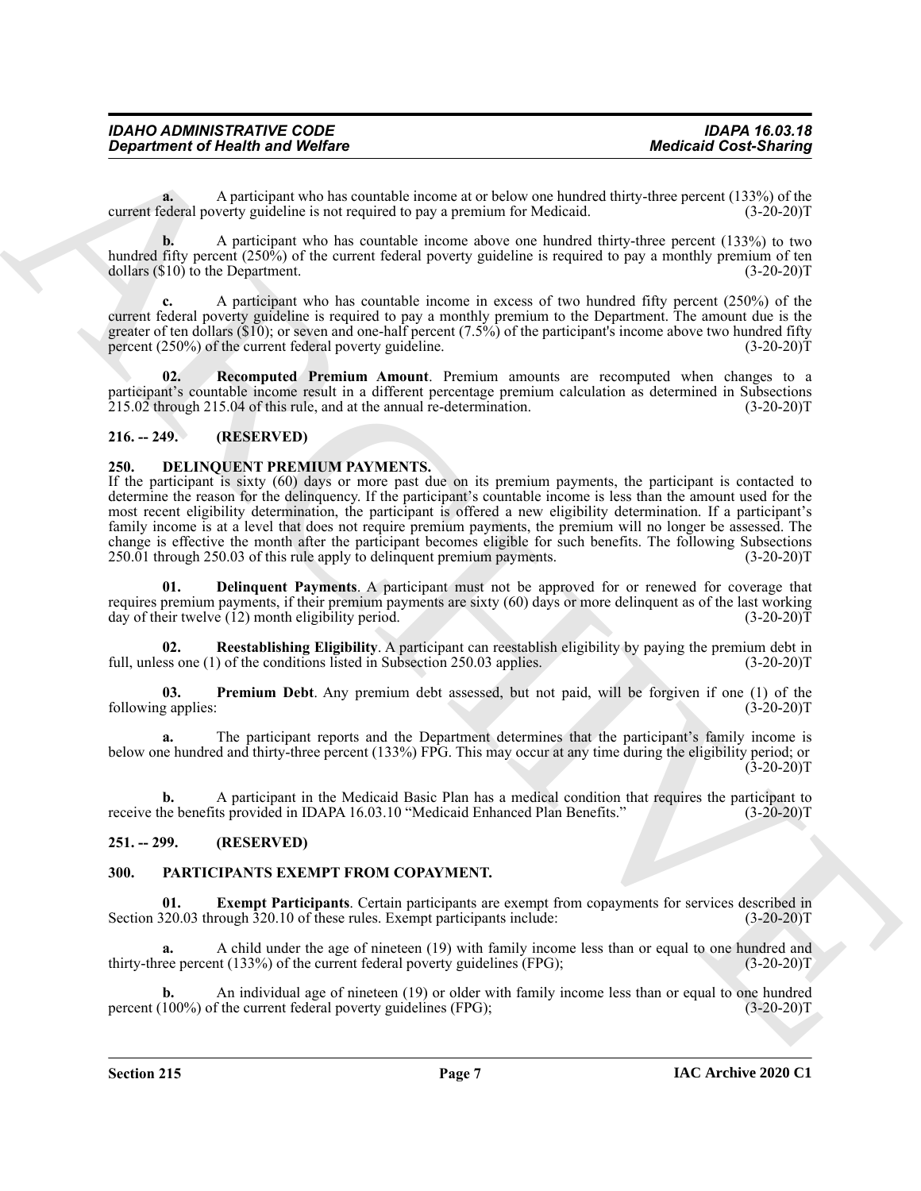**a.** A participant who has countable income at or below one hundred thirty-three percent (133%) of the current federal poverty guideline is not required to pay a premium for Medicaid. (3-20-20)T

**b.** A participant who has countable income above one hundred thirty-three percent (133%) to two hundred fifty percent (250%) of the current federal poverty guideline is required to pay a monthly premium of ten dollars ($10) to the Department. (3-20-20)T

**c.** A participant who has countable income in excess of two hundred fifty percent (250%) of the current federal poverty guideline is required to pay a monthly premium to the Department. The amount due is the greater of ten dollars ($10); or seven and one-half percent (7.5%) of the participant's income above two hundred fifty percent (250%) of the current federal poverty guideline. (3-20-20)T

**02. Recomputed Premium Amount**. Premium amounts are recomputed when changes to a participant's countable income result in a different percentage premium calculation as determined in Subsections 215.02 through 215.04 of this rule, and at the annual re-determination. (3-20-20)T

## 216. -- 249. (RESERVED)

## 250. DELINQUENT PREMIUM PAYMENTS.

If the participant is sixty (60) days or more past due on its premium payments, the participant is contacted to determine the reason for the delinquency. If the participant's countable income is less than the amount used for the most recent eligibility determination, the participant is offered a new eligibility determination. If a participant's family income is at a level that does not require premium payments, the premium will no longer be assessed. The change is effective the month after the participant becomes eligible for such benefits. The following Subsections 250.01 through 250.03 of this rule apply to delinquent premium payments. (3-20-20)T

**01. Delinquent Payments**. A participant must not be approved for or renewed for coverage that requires premium payments, if their premium payments are sixty (60) days or more delinquent as of the last working day of their twelve (12) month eligibility period. (3-20-20)T

**02. Reestablishing Eligibility**. A participant can reestablish eligibility by paying the premium debt in full, unless one (1) of the conditions listed in Subsection 250.03 applies. (3-20-20)T

**03. Premium Debt**. Any premium debt assessed, but not paid, will be forgiven if one (1) of the following applies: (3-20-20)T

**a.** The participant reports and the Department determines that the participant's family income is below one hundred and thirty-three percent (133%) FPG. This may occur at any time during the eligibility period; or (3-20-20)T

**b.** A participant in the Medicaid Basic Plan has a medical condition that requires the participant to receive the benefits provided in IDAPA 16.03.10 "Medicaid Enhanced Plan Benefits." (3-20-20)T

## 251. -- 299. (RESERVED)

## 300. PARTICIPANTS EXEMPT FROM COPAYMENT.

**01. Exempt Participants**. Certain participants are exempt from copayments for services described in Section 320.03 through 320.10 of these rules. Exempt participants include: (3-20-20)T

**a.** A child under the age of nineteen (19) with family income less than or equal to one hundred and thirty-three percent (133%) of the current federal poverty guidelines (FPG); (3-20-20)T

**b.** An individual age of nineteen (19) or older with family income less than or equal to one hundred percent (100%) of the current federal poverty guidelines (FPG); (3-20-20)T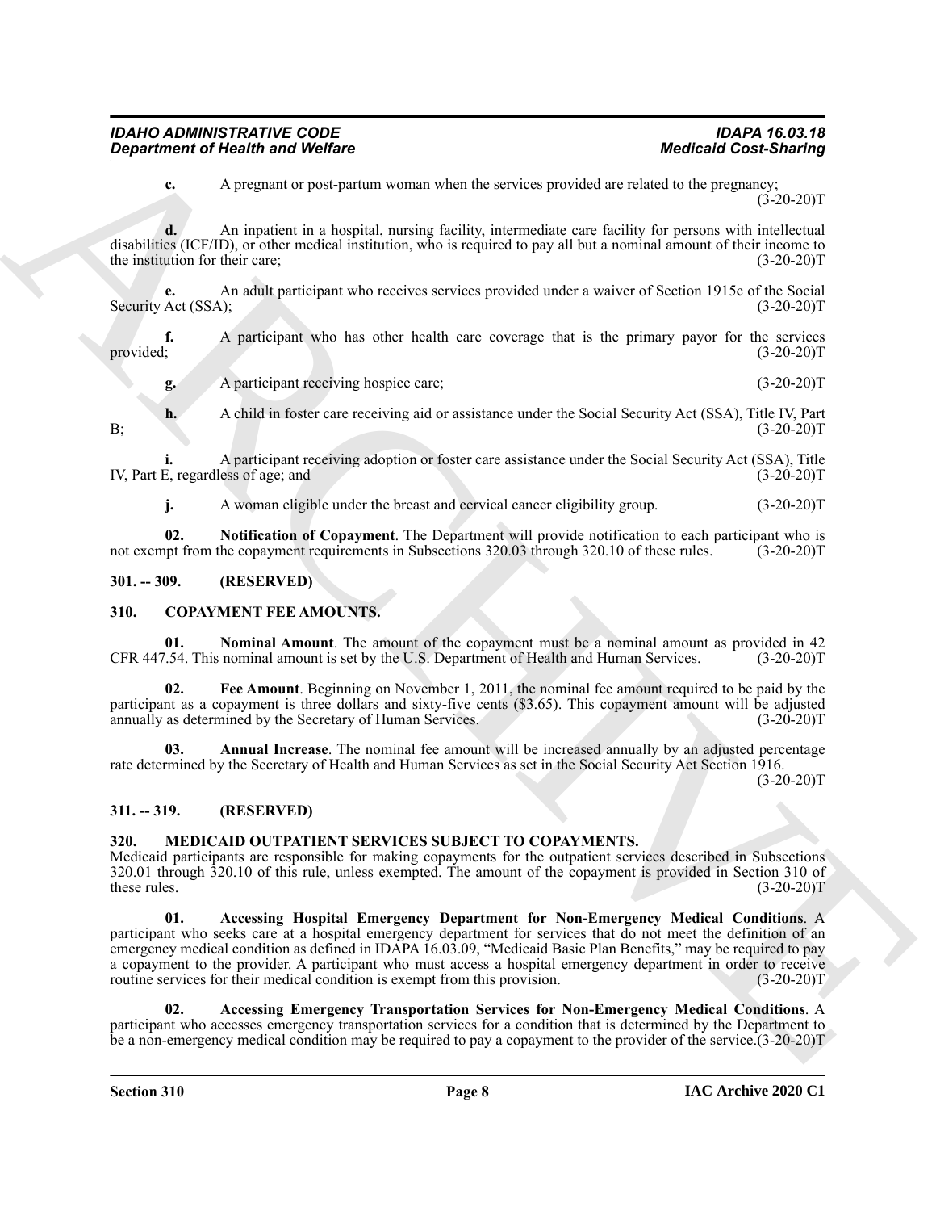**c.** A pregnant or post-partum woman when the services provided are related to the pregnancy; (3-20-20)T

**d.** An inpatient in a hospital, nursing facility, intermediate care facility for persons with intellectual disabilities (ICF/ID), or other medical institution, who is required to pay all but a nominal amount of their income to the institution for their care; (3-20-20)T

**e.** An adult participant who receives services provided under a waiver of Section 1915c of the Social Security Act (SSA); (3-20-20)T

**f.** A participant who has other health care coverage that is the primary payor for the services provided; (3-20-20)T

**g.** A participant receiving hospice care; (3-20-20)T

**h.** A child in foster care receiving aid or assistance under the Social Security Act (SSA), Title IV, Part B; (3-20-20)T

**i.** A participant receiving adoption or foster care assistance under the Social Security Act (SSA), Title IV, Part E, regardless of age; and (3-20-20)T

**j.** A woman eligible under the breast and cervical cancer eligibility group. (3-20-20)T

**02. Notification of Copayment**. The Department will provide notification to each participant who is not exempt from the copayment requirements in Subsections 320.03 through 320.10 of these rules. (3-20-20)T

## 301. -- 309. (RESERVED)

## 310. COPAYMENT FEE AMOUNTS.

**01. Nominal Amount**. The amount of the copayment must be a nominal amount as provided in 42 CFR 447.54. This nominal amount is set by the U.S. Department of Health and Human Services. (3-20-20)T

**02. Fee Amount**. Beginning on November 1, 2011, the nominal fee amount required to be paid by the participant as a copayment is three dollars and sixty-five cents ($3.65). This copayment amount will be adjusted annually as determined by the Secretary of Human Services. (3-20-20)T

**03. Annual Increase**. The nominal fee amount will be increased annually by an adjusted percentage rate determined by the Secretary of Health and Human Services as set in the Social Security Act Section 1916. (3-20-20)T

## 311. -- 319. (RESERVED)

## 320. MEDICAID OUTPATIENT SERVICES SUBJECT TO COPAYMENTS.

Medicaid participants are responsible for making copayments for the outpatient services described in Subsections 320.01 through 320.10 of this rule, unless exempted. The amount of the copayment is provided in Section 310 of these rules. (3-20-20)T

**01. Accessing Hospital Emergency Department for Non-Emergency Medical Conditions**. A participant who seeks care at a hospital emergency department for services that do not meet the definition of an emergency medical condition as defined in IDAPA 16.03.09, "Medicaid Basic Plan Benefits," may be required to pay a copayment to the provider. A participant who must access a hospital emergency department in order to receive routine services for their medical condition is exempt from this provision. (3-20-20)T

**02. Accessing Emergency Transportation Services for Non-Emergency Medical Conditions**. A participant who accesses emergency transportation services for a condition that is determined by the Department to be a non-emergency medical condition may be required to pay a copayment to the provider of the service. (3-20-20)T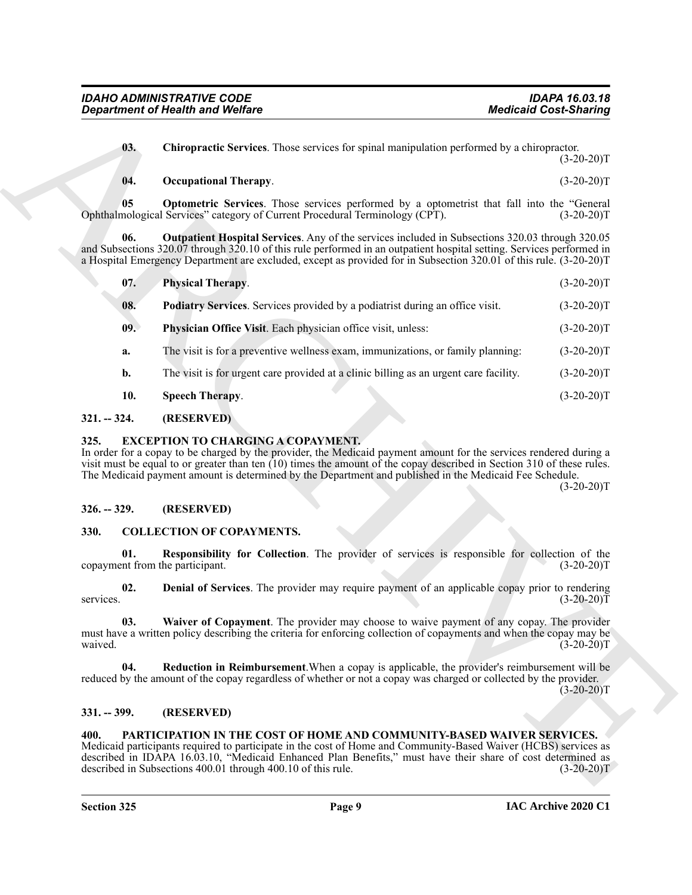**03. Chiropractic Services**. Those services for spinal manipulation performed by a chiropractor. (3-20-20)T

**04. Occupational Therapy**. (3-20-20)T

**05 Optometric Services**. Those services performed by a optometrist that fall into the "General Ophthalmological Services" category of Current Procedural Terminology (CPT). (3-20-20)T

**06. Outpatient Hospital Services**. Any of the services included in Subsections 320.03 through 320.05 and Subsections 320.07 through 320.10 of this rule performed in an outpatient hospital setting. Services performed in a Hospital Emergency Department are excluded, except as provided for in Subsection 320.01 of this rule. (3-20-20)T

**07. Physical Therapy**. (3-20-20)T

**08. Podiatry Services**. Services provided by a podiatrist during an office visit. (3-20-20)T

**09. Physician Office Visit**. Each physician office visit, unless: (3-20-20)T

**a.** The visit is for a preventive wellness exam, immunizations, or family planning: (3-20-20)T

**b.** The visit is for urgent care provided at a clinic billing as an urgent care facility. (3-20-20)T

**10. Speech Therapy**. (3-20-20)T

## 321. -- 324. (RESERVED)

## 325. EXCEPTION TO CHARGING A COPAYMENT.

In order for a copay to be charged by the provider, the Medicaid payment amount for the services rendered during a visit must be equal to or greater than ten (10) times the amount of the copay described in Section 310 of these rules. The Medicaid payment amount is determined by the Department and published in the Medicaid Fee Schedule. (3-20-20)T

## 326. -- 329. (RESERVED)

## 330. COLLECTION OF COPAYMENTS.

**01. Responsibility for Collection**. The provider of services is responsible for collection of the copayment from the participant. (3-20-20)T

**02. Denial of Services**. The provider may require payment of an applicable copay prior to rendering services. (3-20-20)T

**03. Waiver of Copayment**. The provider may choose to waive payment of any copay. The provider must have a written policy describing the criteria for enforcing collection of copayments and when the copay may be waived. (3-20-20)T

**04. Reduction in Reimbursement**.When a copay is applicable, the provider's reimbursement will be reduced by the amount of the copay regardless of whether or not a copay was charged or collected by the provider. (3-20-20)T

## 331. -- 399. (RESERVED)

## 400. PARTICIPATION IN THE COST OF HOME AND COMMUNITY-BASED WAIVER SERVICES.

Medicaid participants required to participate in the cost of Home and Community-Based Waiver (HCBS) services as described in IDAPA 16.03.10, "Medicaid Enhanced Plan Benefits," must have their share of cost determined as described in Subsections 400.01 through 400.10 of this rule. (3-20-20)T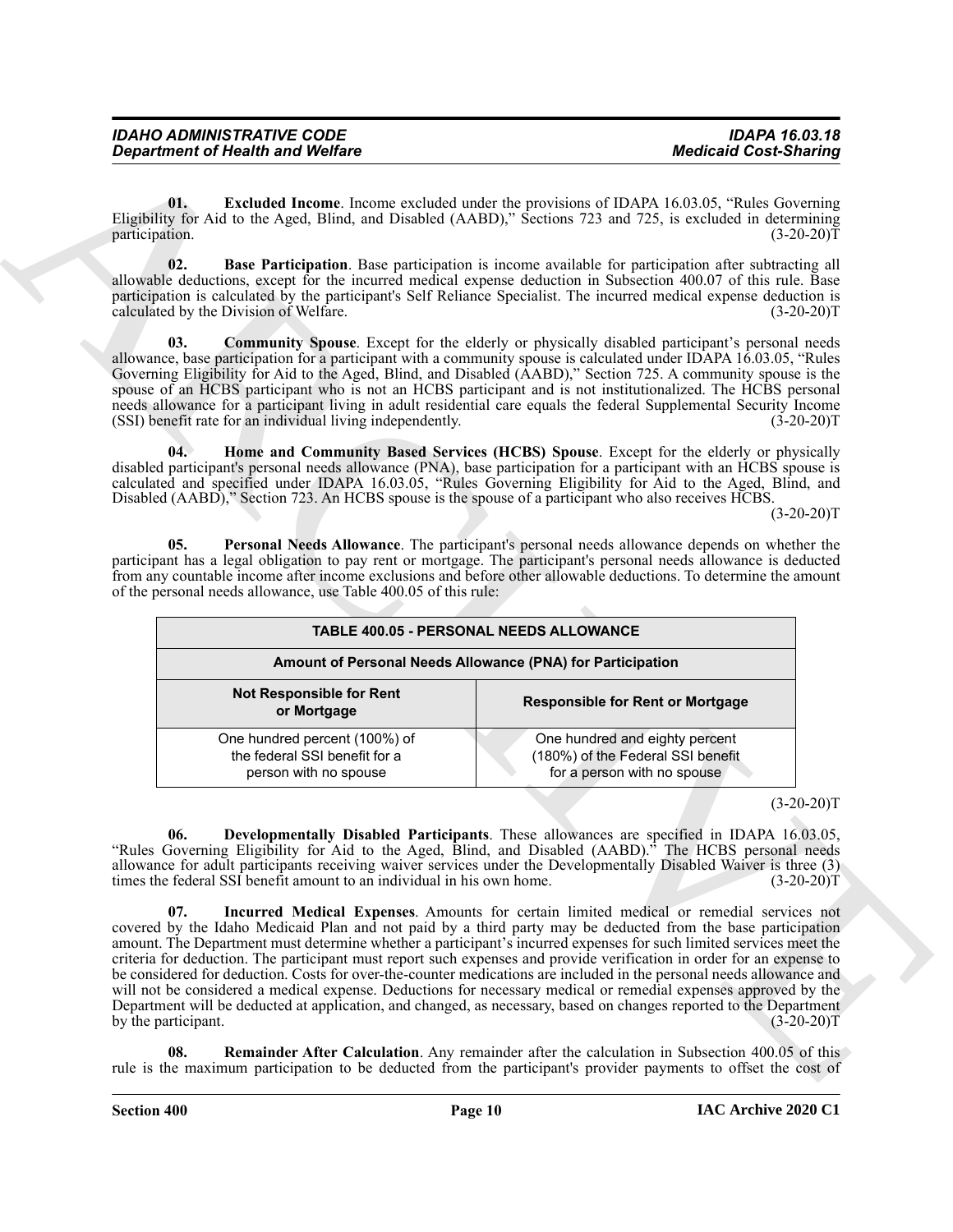**01. Excluded Income**. Income excluded under the provisions of IDAPA 16.03.05, "Rules Governing Eligibility for Aid to the Aged, Blind, and Disabled (AABD)," Sections 723 and 725, is excluded in determining participation. (3-20-20)T

**02. Base Participation**. Base participation is income available for participation after subtracting all allowable deductions, except for the incurred medical expense deduction in Subsection 400.07 of this rule. Base participation is calculated by the participant's Self Reliance Specialist. The incurred medical expense deduction is calculated by the Division of Welfare. (3-20-20)T

**03. Community Spouse**. Except for the elderly or physically disabled participant's personal needs allowance, base participation for a participant with a community spouse is calculated under IDAPA 16.03.05, "Rules Governing Eligibility for Aid to the Aged, Blind, and Disabled (AABD)," Section 725. A community spouse is the spouse of an HCBS participant who is not an HCBS participant and is not institutionalized. The HCBS personal needs allowance for a participant living in adult residential care equals the federal Supplemental Security Income (SSI) benefit rate for an individual living independently. (3-20-20)T

**04. Home and Community Based Services (HCBS) Spouse**. Except for the elderly or physically disabled participant's personal needs allowance (PNA), base participation for a participant with an HCBS spouse is calculated and specified under IDAPA 16.03.05, "Rules Governing Eligibility for Aid to the Aged, Blind, and Disabled (AABD)," Section 723. An HCBS spouse is the spouse of a participant who also receives HCBS. (3-20-20)T

**05. Personal Needs Allowance**. The participant's personal needs allowance depends on whether the participant has a legal obligation to pay rent or mortgage. The participant's personal needs allowance is deducted from any countable income after income exclusions and before other allowable deductions. To determine the amount of the personal needs allowance, use Table 400.05 of this rule:

| TABLE 400.05 - PERSONAL NEEDS ALLOWANCE | |
|---|---|
| **Amount of Personal Needs Allowance (PNA) for Participation** | |
| **Not Responsible for Rent or Mortgage** | **Responsible for Rent or Mortgage** |
| One hundred percent (100%) of the federal SSI benefit for a person with no spouse | One hundred and eighty percent (180%) of the Federal SSI benefit for a person with no spouse |

(3-20-20)T

**06. Developmentally Disabled Participants**. These allowances are specified in IDAPA 16.03.05, "Rules Governing Eligibility for Aid to the Aged, Blind, and Disabled (AABD)." The HCBS personal needs allowance for adult participants receiving waiver services under the Developmentally Disabled Waiver is three (3) times the federal SSI benefit amount to an individual in his own home. (3-20-20)T

**07. Incurred Medical Expenses**. Amounts for certain limited medical or remedial services not covered by the Idaho Medicaid Plan and not paid by a third party may be deducted from the base participation amount. The Department must determine whether a participant's incurred expenses for such limited services meet the criteria for deduction. The participant must report such expenses and provide verification in order for an expense to be considered for deduction. Costs for over-the-counter medications are included in the personal needs allowance and will not be considered a medical expense. Deductions for necessary medical or remedial expenses approved by the Department will be deducted at application, and changed, as necessary, based on changes reported to the Department by the participant. (3-20-20)T

**08. Remainder After Calculation**. Any remainder after the calculation in Subsection 400.05 of this rule is the maximum participation to be deducted from the participant's provider payments to offset the cost of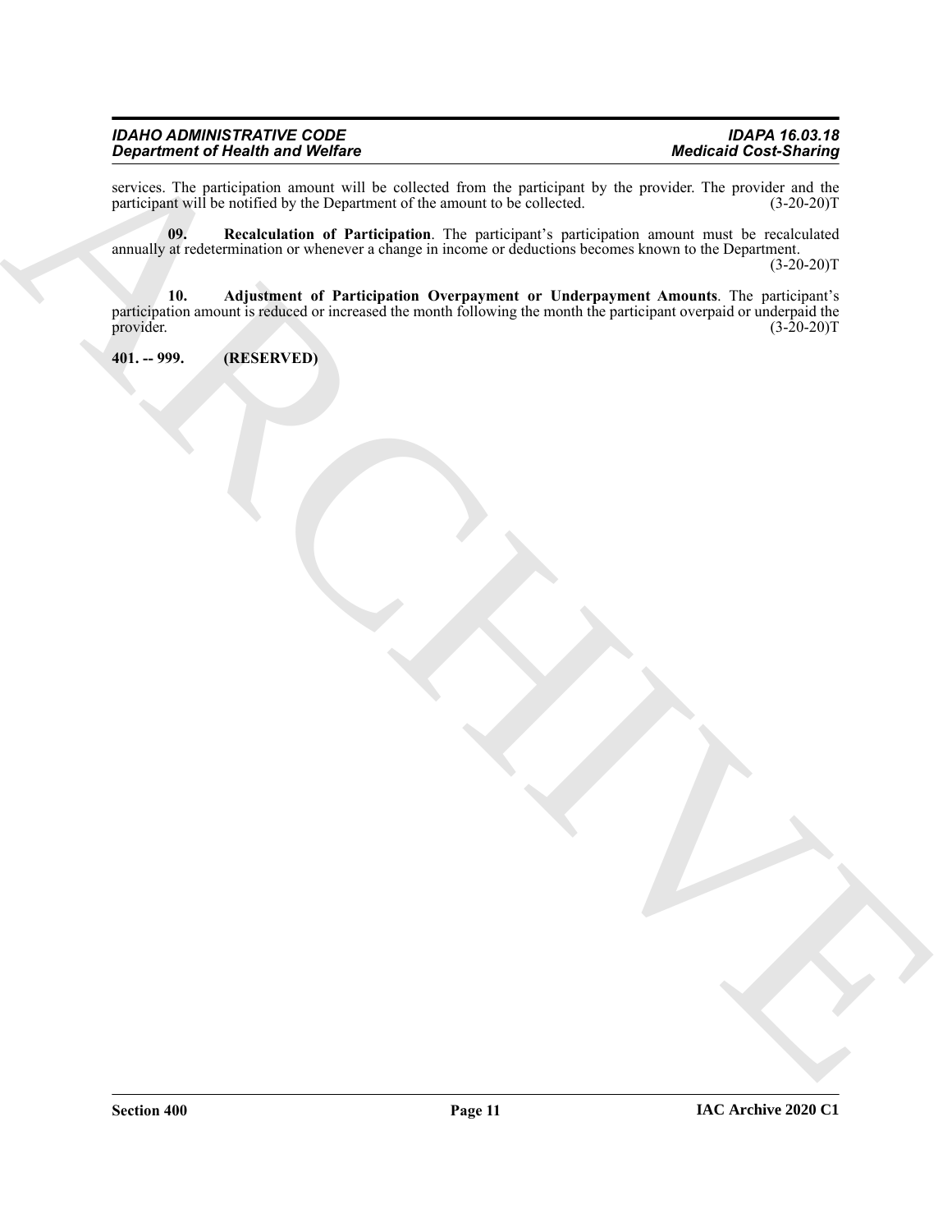services. The participation amount will be collected from the participant by the provider. The provider and the participant will be notified by the Department of the amount to be collected. (3-20-20)T

**09. Recalculation of Participation**. The participant's participation amount must be recalculated annually at redetermination or whenever a change in income or deductions becomes known to the Department. (3-20-20)T

**10. Adjustment of Participation Overpayment or Underpayment Amounts**. The participant's participation amount is reduced or increased the month following the month the participant overpaid or underpaid the provider. (3-20-20)T

**401. -- 999. (RESERVED)**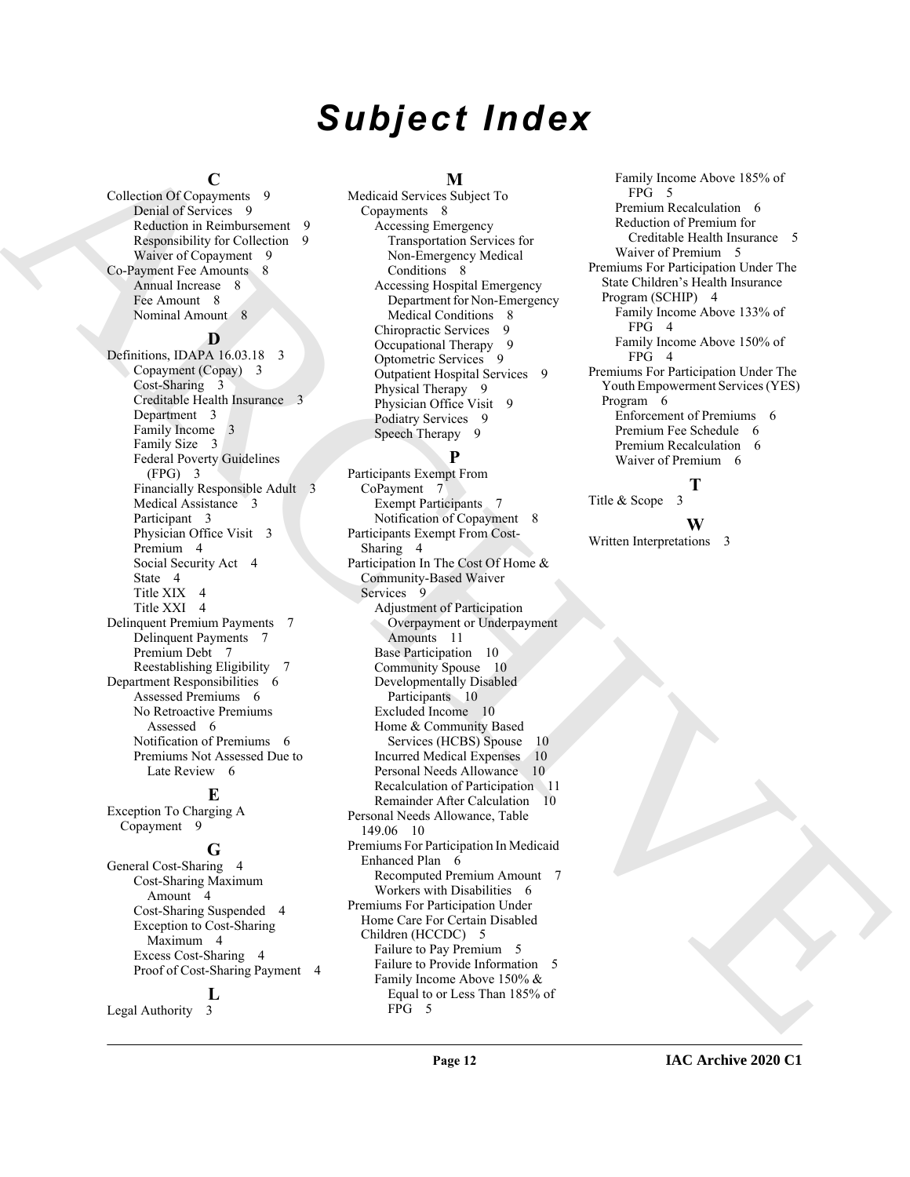# Subject Index

## C

Collection Of Copayments 9
- Denial of Services 9
- Reduction in Reimbursement 9
- Responsibility for Collection 9
- Waiver of Copayment 9

Co-Payment Fee Amounts 8
- Annual Increase 8
- Fee Amount 8
- Nominal Amount 8

## D

Definitions, IDAPA 16.03.18 3
- Copayment (Copay) 3
- Cost-Sharing 3
- Creditable Health Insurance 3
- Department 3
- Family Income 3
- Family Size 3
- Federal Poverty Guidelines (FPG) 3
- Financially Responsible Adult 3
- Medical Assistance 3
- Participant 3
- Physician Office Visit 3
- Premium 4
- Social Security Act 4
- State 4
- Title XIX 4
- Title XXI 4

Delinquent Premium Payments 7
- Delinquent Payments 7
- Premium Debt 7
- Reestablishing Eligibility 7

Department Responsibilities 6
- Assessed Premiums 6
- No Retroactive Premiums Assessed 6
- Notification of Premiums 6
- Premiums Not Assessed Due to Late Review 6

## E

Exception To Charging A Copayment 9

## G

General Cost-Sharing 4
- Cost-Sharing Maximum Amount 4
- Cost-Sharing Suspended 4
- Exception to Cost-Sharing Maximum 4
- Excess Cost-Sharing 4
- Proof of Cost-Sharing Payment 4

## L

Legal Authority 3

## M

Medicaid Services Subject To Copayments 8
- Accessing Emergency Transportation Services for Non-Emergency Medical Conditions 8
- Accessing Hospital Emergency Department for Non-Emergency Medical Conditions 8
- Chiropractic Services 9
- Occupational Therapy 9
- Optometric Services 9
- Outpatient Hospital Services 9
- Physical Therapy 9
- Physician Office Visit 9
- Podiatry Services 9
- Speech Therapy 9

## P

Participants Exempt From CoPayment 7
- Exempt Participants 7
- Notification of Copayment 8

Participants Exempt From Cost-Sharing 4

Participation In The Cost Of Home & Community-Based Waiver Services 9
- Adjustment of Participation Overpayment or Underpayment Amounts 11
- Base Participation 10
- Community Spouse 10
- Developmentally Disabled Participants 10
- Excluded Income 10
- Home & Community Based Services (HCBS) Spouse 10
- Incurred Medical Expenses 10
- Personal Needs Allowance 10
- Recalculation of Participation 11
- Remainder After Calculation 10

Personal Needs Allowance, Table 149.06 10

Premiums For Participation In Medicaid Enhanced Plan 6
- Recomputed Premium Amount 7
- Workers with Disabilities 6

Premiums For Participation Under Home Care For Certain Disabled Children (HCCDC) 5
- Failure to Pay Premium 5
- Failure to Provide Information 5
- Family Income Above 150% & Equal to or Less Than 185% of FPG 5
- Family Income Above 185% of FPG 5
- Premium Recalculation 6
- Reduction of Premium for Creditable Health Insurance 5
- Waiver of Premium 5

Premiums For Participation Under The State Children's Health Insurance Program (SCHIP) 4
- Family Income Above 133% of FPG 4
- Family Income Above 150% of FPG 4

Premiums For Participation Under The Youth Empowerment Services (YES) Program 6
- Enforcement of Premiums 6
- Premium Fee Schedule 6
- Premium Recalculation 6
- Waiver of Premium 6

## T

Title & Scope 3

## W

Written Interpretations 3